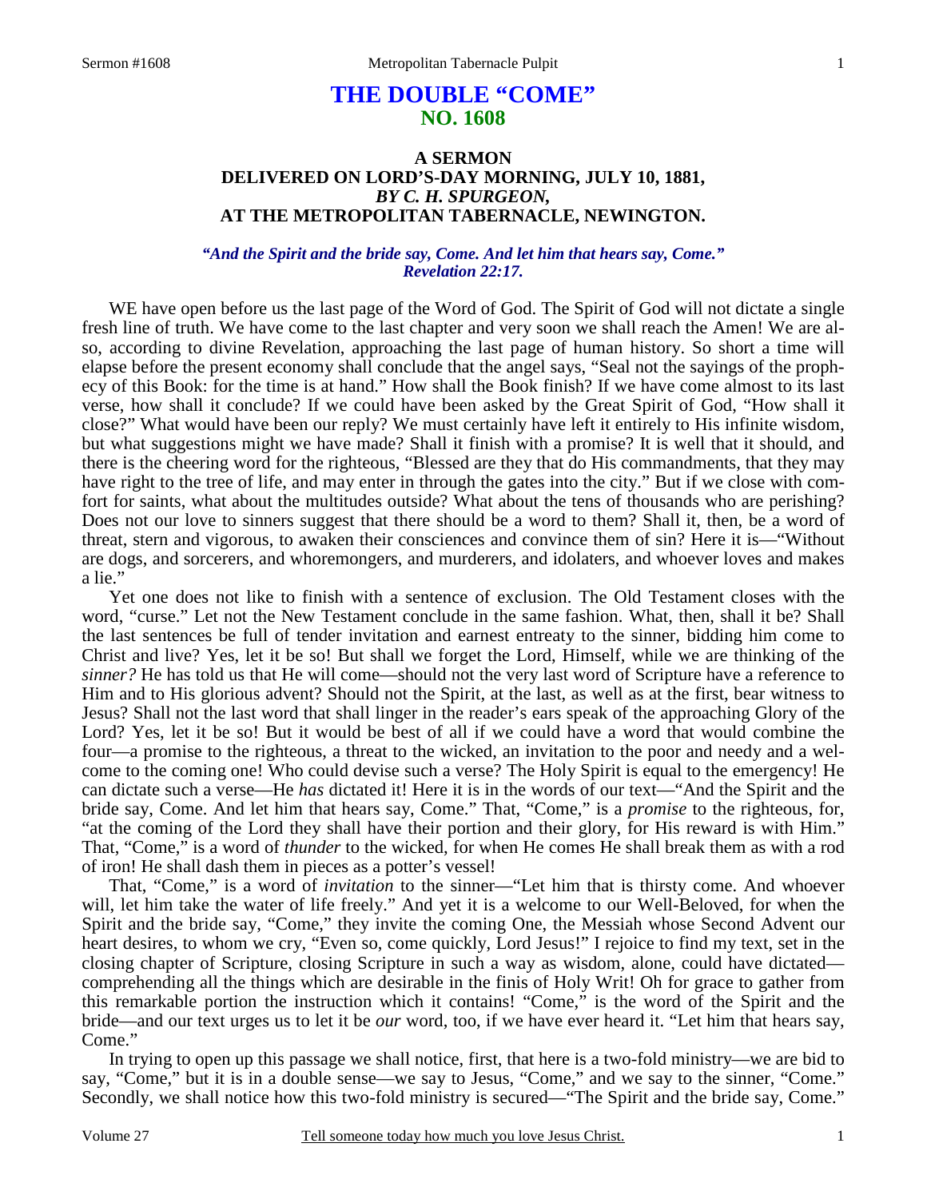# THE DOUBLE "COME"
## NO. 1608

### A SERMON
### DELIVERED ON LORD'S-DAY MORNING, JULY 10, 1881,
### *BY C. H. SPURGEON,*
### AT THE METROPOLITAN TABERNACLE, NEWINGTON.

*"And the Spirit and the bride say, Come. And let him that hears say, Come." Revelation 22:17.*

WE have open before us the last page of the Word of God. The Spirit of God will not dictate a single fresh line of truth. We have come to the last chapter and very soon we shall reach the Amen! We are also, according to divine Revelation, approaching the last page of human history. So short a time will elapse before the present economy shall conclude that the angel says, "Seal not the sayings of the prophecy of this Book: for the time is at hand." How shall the Book finish? If we have come almost to its last verse, how shall it conclude? If we could have been asked by the Great Spirit of God, "How shall it close?" What would have been our reply? We must certainly have left it entirely to His infinite wisdom, but what suggestions might we have made? Shall it finish with a promise? It is well that it should, and there is the cheering word for the righteous, "Blessed are they that do His commandments, that they may have right to the tree of life, and may enter in through the gates into the city." But if we close with comfort for saints, what about the multitudes outside? What about the tens of thousands who are perishing? Does not our love to sinners suggest that there should be a word to them? Shall it, then, be a word of threat, stern and vigorous, to awaken their consciences and convince them of sin? Here it is—"Without are dogs, and sorcerers, and whoremongers, and murderers, and idolaters, and whoever loves and makes a lie."

Yet one does not like to finish with a sentence of exclusion. The Old Testament closes with the word, "curse." Let not the New Testament conclude in the same fashion. What, then, shall it be? Shall the last sentences be full of tender invitation and earnest entreaty to the sinner, bidding him come to Christ and live? Yes, let it be so! But shall we forget the Lord, Himself, while we are thinking of the *sinner?* He has told us that He will come—should not the very last word of Scripture have a reference to Him and to His glorious advent? Should not the Spirit, at the last, as well as at the first, bear witness to Jesus? Shall not the last word that shall linger in the reader's ears speak of the approaching Glory of the Lord? Yes, let it be so! But it would be best of all if we could have a word that would combine the four—a promise to the righteous, a threat to the wicked, an invitation to the poor and needy and a welcome to the coming one! Who could devise such a verse? The Holy Spirit is equal to the emergency! He can dictate such a verse—He *has* dictated it! Here it is in the words of our text—"And the Spirit and the bride say, Come. And let him that hears say, Come." That, "Come," is a *promise* to the righteous, for, "at the coming of the Lord they shall have their portion and their glory, for His reward is with Him." That, "Come," is a word of *thunder* to the wicked, for when He comes He shall break them as with a rod of iron! He shall dash them in pieces as a potter's vessel!

That, "Come," is a word of *invitation* to the sinner—"Let him that is thirsty come. And whoever will, let him take the water of life freely." And yet it is a welcome to our Well-Beloved, for when the Spirit and the bride say, "Come," they invite the coming One, the Messiah whose Second Advent our heart desires, to whom we cry, "Even so, come quickly, Lord Jesus!" I rejoice to find my text, set in the closing chapter of Scripture, closing Scripture in such a way as wisdom, alone, could have dictated—comprehending all the things which are desirable in the finis of Holy Writ! Oh for grace to gather from this remarkable portion the instruction which it contains! "Come," is the word of the Spirit and the bride—and our text urges us to let it be *our* word, too, if we have ever heard it. "Let him that hears say, Come."

In trying to open up this passage we shall notice, first, that here is a two-fold ministry—we are bid to say, "Come," but it is in a double sense—we say to Jesus, "Come," and we say to the sinner, "Come." Secondly, we shall notice how this two-fold ministry is secured—"The Spirit and the bride say, Come."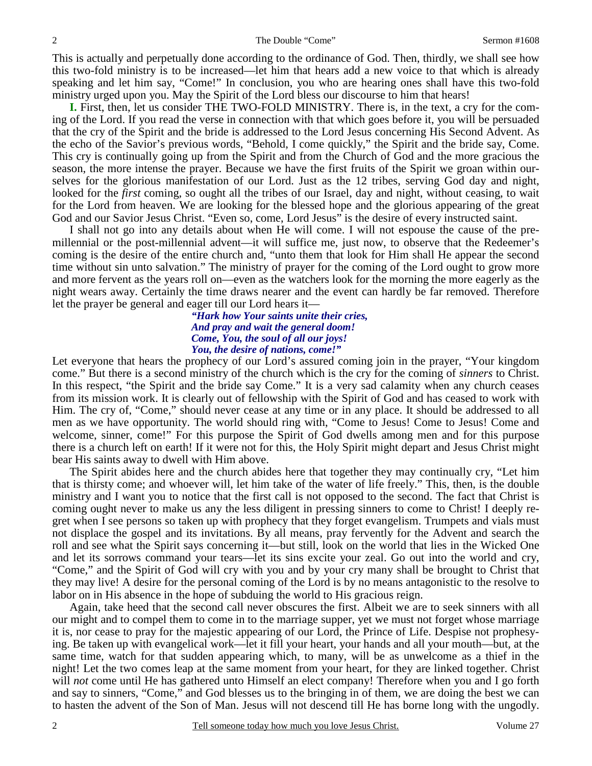This is actually and perpetually done according to the ordinance of God. Then, thirdly, we shall see how this two-fold ministry is to be increased—let him that hears add a new voice to that which is already speaking and let him say, "Come!" In conclusion, you who are hearing ones shall have this two-fold ministry urged upon you. May the Spirit of the Lord bless our discourse to him that hears!

**I.** First, then, let us consider THE TWO-FOLD MINISTRY. There is, in the text, a cry for the coming of the Lord. If you read the verse in connection with that which goes before it, you will be persuaded that the cry of the Spirit and the bride is addressed to the Lord Jesus concerning His Second Advent. As the echo of the Savior's previous words, "Behold, I come quickly," the Spirit and the bride say, Come. This cry is continually going up from the Spirit and from the Church of God and the more gracious the season, the more intense the prayer. Because we have the first fruits of the Spirit we groan within ourselves for the glorious manifestation of our Lord. Just as the 12 tribes, serving God day and night, looked for the *first* coming, so ought all the tribes of our Israel, day and night, without ceasing, to wait for the Lord from heaven. We are looking for the blessed hope and the glorious appearing of the great God and our Savior Jesus Christ. "Even so, come, Lord Jesus" is the desire of every instructed saint.

I shall not go into any details about when He will come. I will not espouse the cause of the pre-millennial or the post-millennial advent—it will suffice me, just now, to observe that the Redeemer's coming is the desire of the entire church and, "unto them that look for Him shall He appear the second time without sin unto salvation." The ministry of prayer for the coming of the Lord ought to grow more and more fervent as the years roll on—even as the watchers look for the morning the more eagerly as the night wears away. Certainly the time draws nearer and the event can hardly be far removed. Therefore let the prayer be general and eager till our Lord hears it—

> ***"Hark how Your saints unite their cries,***
> ***And pray and wait the general doom!***
> ***Come, You, the soul of all our joys!***
> ***You, the desire of nations, come!"***

Let everyone that hears the prophecy of our Lord's assured coming join in the prayer, "Your kingdom come." But there is a second ministry of the church which is the cry for the coming of *sinners* to Christ. In this respect, "the Spirit and the bride say Come." It is a very sad calamity when any church ceases from its mission work. It is clearly out of fellowship with the Spirit of God and has ceased to work with Him. The cry of, "Come," should never cease at any time or in any place. It should be addressed to all men as we have opportunity. The world should ring with, "Come to Jesus! Come to Jesus! Come and welcome, sinner, come!" For this purpose the Spirit of God dwells among men and for this purpose there is a church left on earth! If it were not for this, the Holy Spirit might depart and Jesus Christ might bear His saints away to dwell with Him above.

The Spirit abides here and the church abides here that together they may continually cry, "Let him that is thirsty come; and whoever will, let him take of the water of life freely." This, then, is the double ministry and I want you to notice that the first call is not opposed to the second. The fact that Christ is coming ought never to make us any the less diligent in pressing sinners to come to Christ! I deeply regret when I see persons so taken up with prophecy that they forget evangelism. Trumpets and vials must not displace the gospel and its invitations. By all means, pray fervently for the Advent and search the roll and see what the Spirit says concerning it—but still, look on the world that lies in the Wicked One and let its sorrows command your tears—let its sins excite your zeal. Go out into the world and cry, "Come," and the Spirit of God will cry with you and by your cry many shall be brought to Christ that they may live! A desire for the personal coming of the Lord is by no means antagonistic to the resolve to labor on in His absence in the hope of subduing the world to His gracious reign.

Again, take heed that the second call never obscures the first. Albeit we are to seek sinners with all our might and to compel them to come in to the marriage supper, yet we must not forget whose marriage it is, nor cease to pray for the majestic appearing of our Lord, the Prince of Life. Despise not prophesying. Be taken up with evangelical work—let it fill your heart, your hands and all your mouth—but, at the same time, watch for that sudden appearing which, to many, will be as unwelcome as a thief in the night! Let the two comes leap at the same moment from your heart, for they are linked together. Christ will *not* come until He has gathered unto Himself an elect company! Therefore when you and I go forth and say to sinners, "Come," and God blesses us to the bringing in of them, we are doing the best we can to hasten the advent of the Son of Man. Jesus will not descend till He has borne long with the ungodly.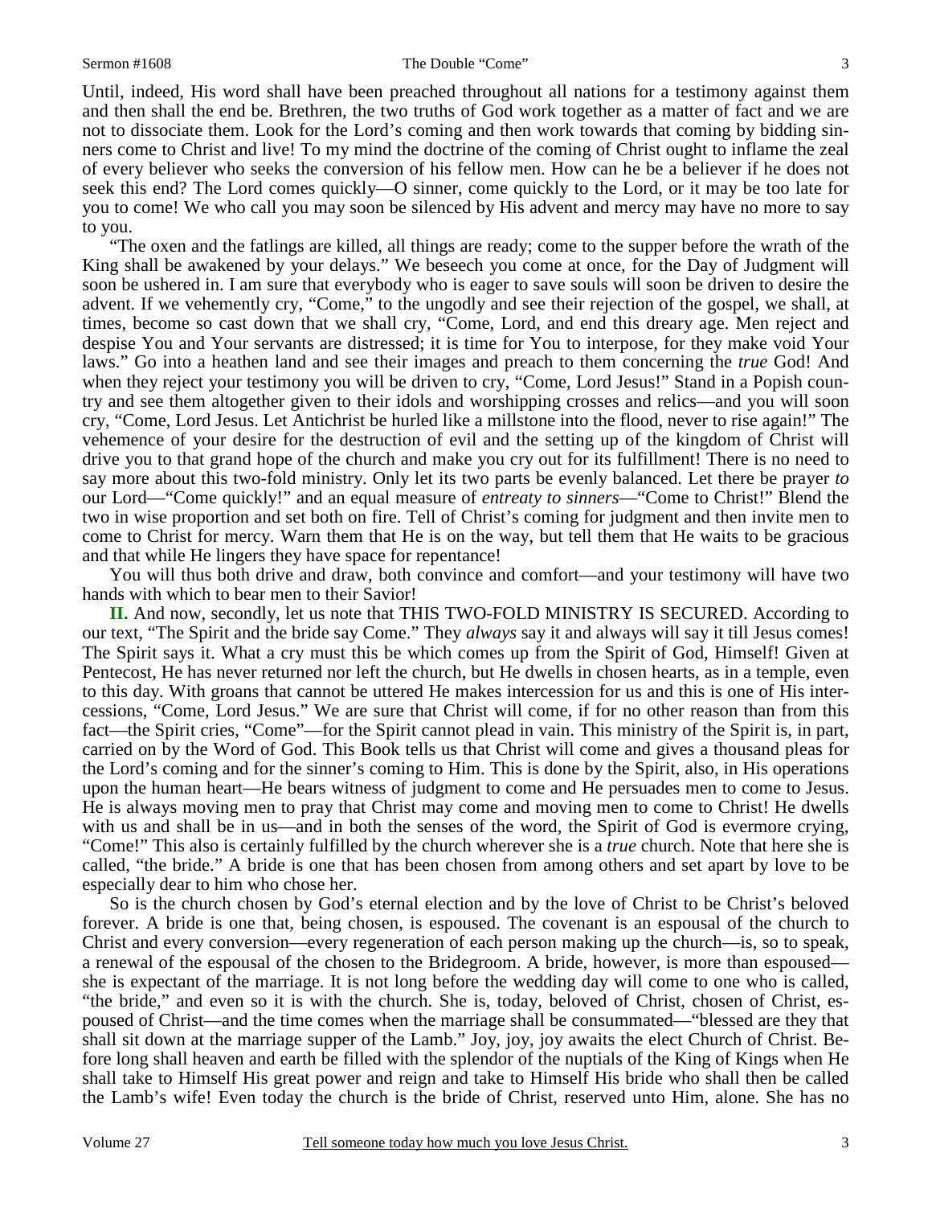Until, indeed, His word shall have been preached throughout all nations for a testimony against them and then shall the end be. Brethren, the two truths of God work together as a matter of fact and we are not to dissociate them. Look for the Lord's coming and then work towards that coming by bidding sinners come to Christ and live! To my mind the doctrine of the coming of Christ ought to inflame the zeal of every believer who seeks the conversion of his fellow men. How can he be a believer if he does not seek this end? The Lord comes quickly—O sinner, come quickly to the Lord, or it may be too late for you to come! We who call you may soon be silenced by His advent and mercy may have no more to say to you.

"The oxen and the fatlings are killed, all things are ready; come to the supper before the wrath of the King shall be awakened by your delays." We beseech you come at once, for the Day of Judgment will soon be ushered in. I am sure that everybody who is eager to save souls will soon be driven to desire the advent. If we vehemently cry, "Come," to the ungodly and see their rejection of the gospel, we shall, at times, become so cast down that we shall cry, "Come, Lord, and end this dreary age. Men reject and despise You and Your servants are distressed; it is time for You to interpose, for they make void Your laws." Go into a heathen land and see their images and preach to them concerning the *true* God! And when they reject your testimony you will be driven to cry, "Come, Lord Jesus!" Stand in a Popish country and see them altogether given to their idols and worshipping crosses and relics—and you will soon cry, "Come, Lord Jesus. Let Antichrist be hurled like a millstone into the flood, never to rise again!" The vehemence of your desire for the destruction of evil and the setting up of the kingdom of Christ will drive you to that grand hope of the church and make you cry out for its fulfillment! There is no need to say more about this two-fold ministry. Only let its two parts be evenly balanced. Let there be prayer *to* our Lord—"Come quickly!" and an equal measure of *entreaty to sinners*—"Come to Christ!" Blend the two in wise proportion and set both on fire. Tell of Christ's coming for judgment and then invite men to come to Christ for mercy. Warn them that He is on the way, but tell them that He waits to be gracious and that while He lingers they have space for repentance!

You will thus both drive and draw, both convince and comfort—and your testimony will have two hands with which to bear men to their Savior!

**II.** And now, secondly, let us note that THIS TWO-FOLD MINISTRY IS SECURED. According to our text, "The Spirit and the bride say Come." They *always* say it and always will say it till Jesus comes! The Spirit says it. What a cry must this be which comes up from the Spirit of God, Himself! Given at Pentecost, He has never returned nor left the church, but He dwells in chosen hearts, as in a temple, even to this day. With groans that cannot be uttered He makes intercession for us and this is one of His intercessions, "Come, Lord Jesus." We are sure that Christ will come, if for no other reason than from this fact—the Spirit cries, "Come"—for the Spirit cannot plead in vain. This ministry of the Spirit is, in part, carried on by the Word of God. This Book tells us that Christ will come and gives a thousand pleas for the Lord's coming and for the sinner's coming to Him. This is done by the Spirit, also, in His operations upon the human heart—He bears witness of judgment to come and He persuades men to come to Jesus. He is always moving men to pray that Christ may come and moving men to come to Christ! He dwells with us and shall be in us—and in both the senses of the word, the Spirit of God is evermore crying, "Come!" This also is certainly fulfilled by the church wherever she is a *true* church. Note that here she is called, "the bride." A bride is one that has been chosen from among others and set apart by love to be especially dear to him who chose her.

So is the church chosen by God's eternal election and by the love of Christ to be Christ's beloved forever. A bride is one that, being chosen, is espoused. The covenant is an espousal of the church to Christ and every conversion—every regeneration of each person making up the church—is, so to speak, a renewal of the espousal of the chosen to the Bridegroom. A bride, however, is more than espoused—she is expectant of the marriage. It is not long before the wedding day will come to one who is called, "the bride," and even so it is with the church. She is, today, beloved of Christ, chosen of Christ, espoused of Christ—and the time comes when the marriage shall be consummated—"blessed are they that shall sit down at the marriage supper of the Lamb." Joy, joy, joy awaits the elect Church of Christ. Before long shall heaven and earth be filled with the splendor of the nuptials of the King of Kings when He shall take to Himself His great power and reign and take to Himself His bride who shall then be called the Lamb's wife! Even today the church is the bride of Christ, reserved unto Him, alone. She has no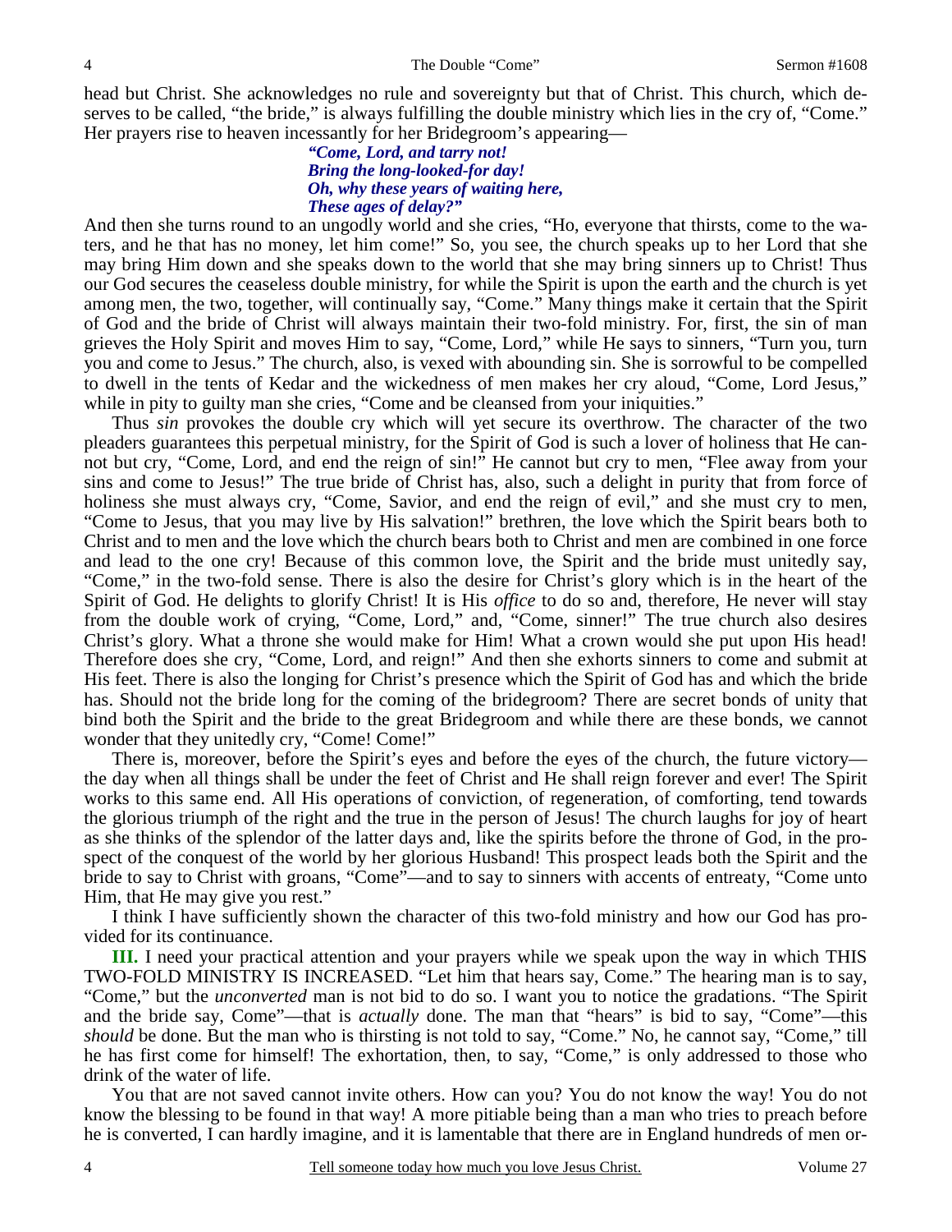head but Christ. She acknowledges no rule and sovereignty but that of Christ. This church, which deserves to be called, "the bride," is always fulfilling the double ministry which lies in the cry of, "Come." Her prayers rise to heaven incessantly for her Bridegroom's appearing—

> ***"Come, Lord, and tarry not!***
> ***Bring the long-looked-for day!***
> ***Oh, why these years of waiting here,***
> ***These ages of delay?"***

And then she turns round to an ungodly world and she cries, "Ho, everyone that thirsts, come to the waters, and he that has no money, let him come!" So, you see, the church speaks up to her Lord that she may bring Him down and she speaks down to the world that she may bring sinners up to Christ! Thus our God secures the ceaseless double ministry, for while the Spirit is upon the earth and the church is yet among men, the two, together, will continually say, "Come." Many things make it certain that the Spirit of God and the bride of Christ will always maintain their two-fold ministry. For, first, the sin of man grieves the Holy Spirit and moves Him to say, "Come, Lord," while He says to sinners, "Turn you, turn you and come to Jesus." The church, also, is vexed with abounding sin. She is sorrowful to be compelled to dwell in the tents of Kedar and the wickedness of men makes her cry aloud, "Come, Lord Jesus," while in pity to guilty man she cries, "Come and be cleansed from your iniquities."

Thus *sin* provokes the double cry which will yet secure its overthrow. The character of the two pleaders guarantees this perpetual ministry, for the Spirit of God is such a lover of holiness that He cannot but cry, "Come, Lord, and end the reign of sin!" He cannot but cry to men, "Flee away from your sins and come to Jesus!" The true bride of Christ has, also, such a delight in purity that from force of holiness she must always cry, "Come, Savior, and end the reign of evil," and she must cry to men, "Come to Jesus, that you may live by His salvation!" brethren, the love which the Spirit bears both to Christ and to men and the love which the church bears both to Christ and men are combined in one force and lead to the one cry! Because of this common love, the Spirit and the bride must unitedly say, "Come," in the two-fold sense. There is also the desire for Christ's glory which is in the heart of the Spirit of God. He delights to glorify Christ! It is His *office* to do so and, therefore, He never will stay from the double work of crying, "Come, Lord," and, "Come, sinner!" The true church also desires Christ's glory. What a throne she would make for Him! What a crown would she put upon His head! Therefore does she cry, "Come, Lord, and reign!" And then she exhorts sinners to come and submit at His feet. There is also the longing for Christ's presence which the Spirit of God has and which the bride has. Should not the bride long for the coming of the bridegroom? There are secret bonds of unity that bind both the Spirit and the bride to the great Bridegroom and while there are these bonds, we cannot wonder that they unitedly cry, "Come! Come!"

There is, moreover, before the Spirit's eyes and before the eyes of the church, the future victory—the day when all things shall be under the feet of Christ and He shall reign forever and ever! The Spirit works to this same end. All His operations of conviction, of regeneration, of comforting, tend towards the glorious triumph of the right and the true in the person of Jesus! The church laughs for joy of heart as she thinks of the splendor of the latter days and, like the spirits before the throne of God, in the prospect of the conquest of the world by her glorious Husband! This prospect leads both the Spirit and the bride to say to Christ with groans, "Come"—and to say to sinners with accents of entreaty, "Come unto Him, that He may give you rest."

I think I have sufficiently shown the character of this two-fold ministry and how our God has provided for its continuance.

**III.** I need your practical attention and your prayers while we speak upon the way in which THIS TWO-FOLD MINISTRY IS INCREASED. "Let him that hears say, Come." The hearing man is to say, "Come," but the *unconverted* man is not bid to do so. I want you to notice the gradations. "The Spirit and the bride say, Come"—that is *actually* done. The man that "hears" is bid to say, "Come"—this *should* be done. But the man who is thirsting is not told to say, "Come." No, he cannot say, "Come," till he has first come for himself! The exhortation, then, to say, "Come," is only addressed to those who drink of the water of life.

You that are not saved cannot invite others. How can you? You do not know the way! You do not know the blessing to be found in that way! A more pitiable being than a man who tries to preach before he is converted, I can hardly imagine, and it is lamentable that there are in England hundreds of men or-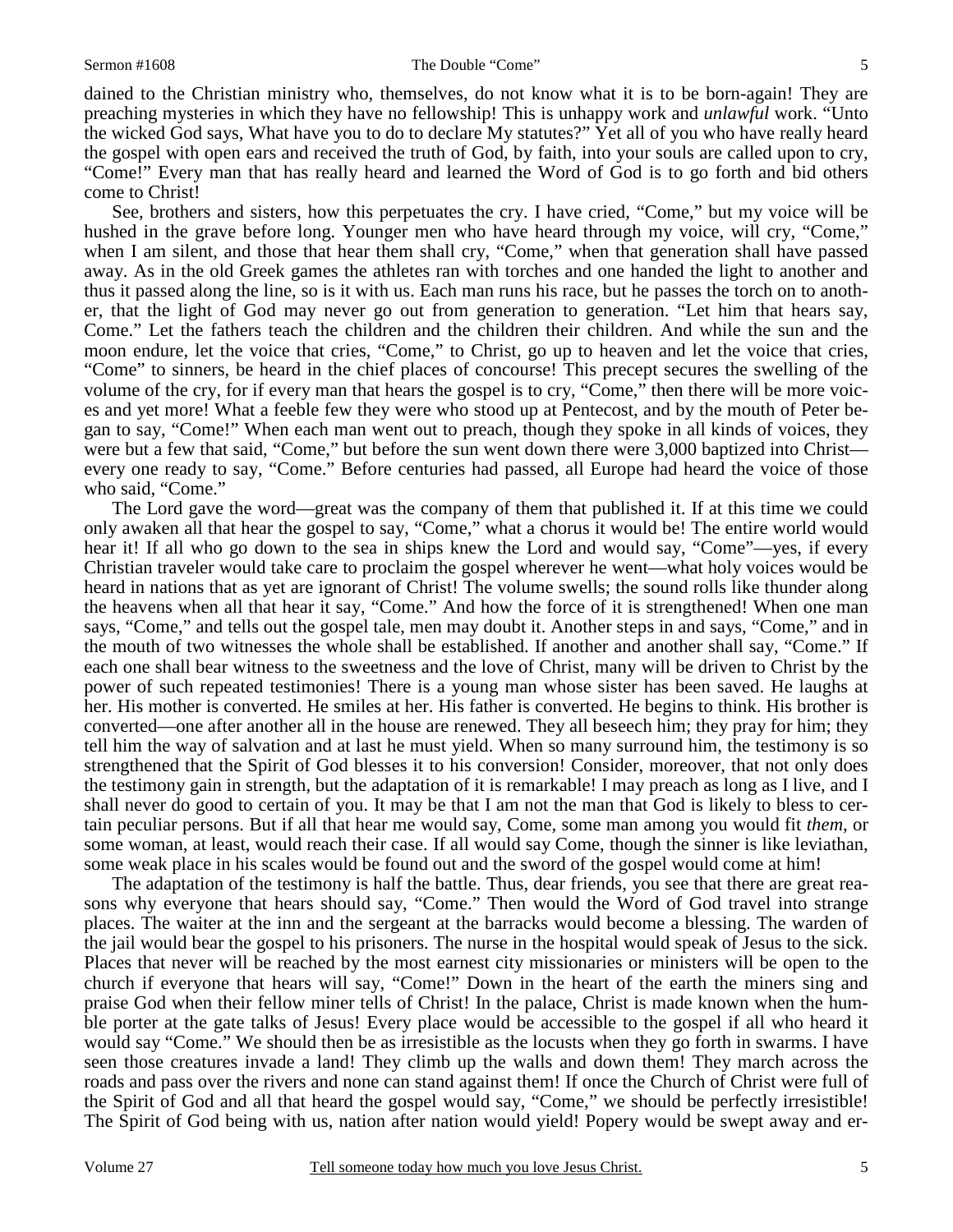dained to the Christian ministry who, themselves, do not know what it is to be born-again! They are preaching mysteries in which they have no fellowship! This is unhappy work and *unlawful* work. "Unto the wicked God says, What have you to do to declare My statutes?" Yet all of you who have really heard the gospel with open ears and received the truth of God, by faith, into your souls are called upon to cry, "Come!" Every man that has really heard and learned the Word of God is to go forth and bid others come to Christ!

See, brothers and sisters, how this perpetuates the cry. I have cried, "Come," but my voice will be hushed in the grave before long. Younger men who have heard through my voice, will cry, "Come," when I am silent, and those that hear them shall cry, "Come," when that generation shall have passed away. As in the old Greek games the athletes ran with torches and one handed the light to another and thus it passed along the line, so is it with us. Each man runs his race, but he passes the torch on to another, that the light of God may never go out from generation to generation. "Let him that hears say, Come." Let the fathers teach the children and the children their children. And while the sun and the moon endure, let the voice that cries, "Come," to Christ, go up to heaven and let the voice that cries, "Come" to sinners, be heard in the chief places of concourse! This precept secures the swelling of the volume of the cry, for if every man that hears the gospel is to cry, "Come," then there will be more voices and yet more! What a feeble few they were who stood up at Pentecost, and by the mouth of Peter began to say, "Come!" When each man went out to preach, though they spoke in all kinds of voices, they were but a few that said, "Come," but before the sun went down there were 3,000 baptized into Christ—every one ready to say, "Come." Before centuries had passed, all Europe had heard the voice of those who said, "Come."

The Lord gave the word—great was the company of them that published it. If at this time we could only awaken all that hear the gospel to say, "Come," what a chorus it would be! The entire world would hear it! If all who go down to the sea in ships knew the Lord and would say, "Come"—yes, if every Christian traveler would take care to proclaim the gospel wherever he went—what holy voices would be heard in nations that as yet are ignorant of Christ! The volume swells; the sound rolls like thunder along the heavens when all that hear it say, "Come." And how the force of it is strengthened! When one man says, "Come," and tells out the gospel tale, men may doubt it. Another steps in and says, "Come," and in the mouth of two witnesses the whole shall be established. If another and another shall say, "Come." If each one shall bear witness to the sweetness and the love of Christ, many will be driven to Christ by the power of such repeated testimonies! There is a young man whose sister has been saved. He laughs at her. His mother is converted. He smiles at her. His father is converted. He begins to think. His brother is converted—one after another all in the house are renewed. They all beseech him; they pray for him; they tell him the way of salvation and at last he must yield. When so many surround him, the testimony is so strengthened that the Spirit of God blesses it to his conversion! Consider, moreover, that not only does the testimony gain in strength, but the adaptation of it is remarkable! I may preach as long as I live, and I shall never do good to certain of you. It may be that I am not the man that God is likely to bless to certain peculiar persons. But if all that hear me would say, Come, some man among you would fit *them*, or some woman, at least, would reach their case. If all would say Come, though the sinner is like leviathan, some weak place in his scales would be found out and the sword of the gospel would come at him!

The adaptation of the testimony is half the battle. Thus, dear friends, you see that there are great reasons why everyone that hears should say, "Come." Then would the Word of God travel into strange places. The waiter at the inn and the sergeant at the barracks would become a blessing. The warden of the jail would bear the gospel to his prisoners. The nurse in the hospital would speak of Jesus to the sick. Places that never will be reached by the most earnest city missionaries or ministers will be open to the church if everyone that hears will say, "Come!" Down in the heart of the earth the miners sing and praise God when their fellow miner tells of Christ! In the palace, Christ is made known when the humble porter at the gate talks of Jesus! Every place would be accessible to the gospel if all who heard it would say "Come." We should then be as irresistible as the locusts when they go forth in swarms. I have seen those creatures invade a land! They climb up the walls and down them! They march across the roads and pass over the rivers and none can stand against them! If once the Church of Christ were full of the Spirit of God and all that heard the gospel would say, "Come," we should be perfectly irresistible! The Spirit of God being with us, nation after nation would yield! Popery would be swept away and er-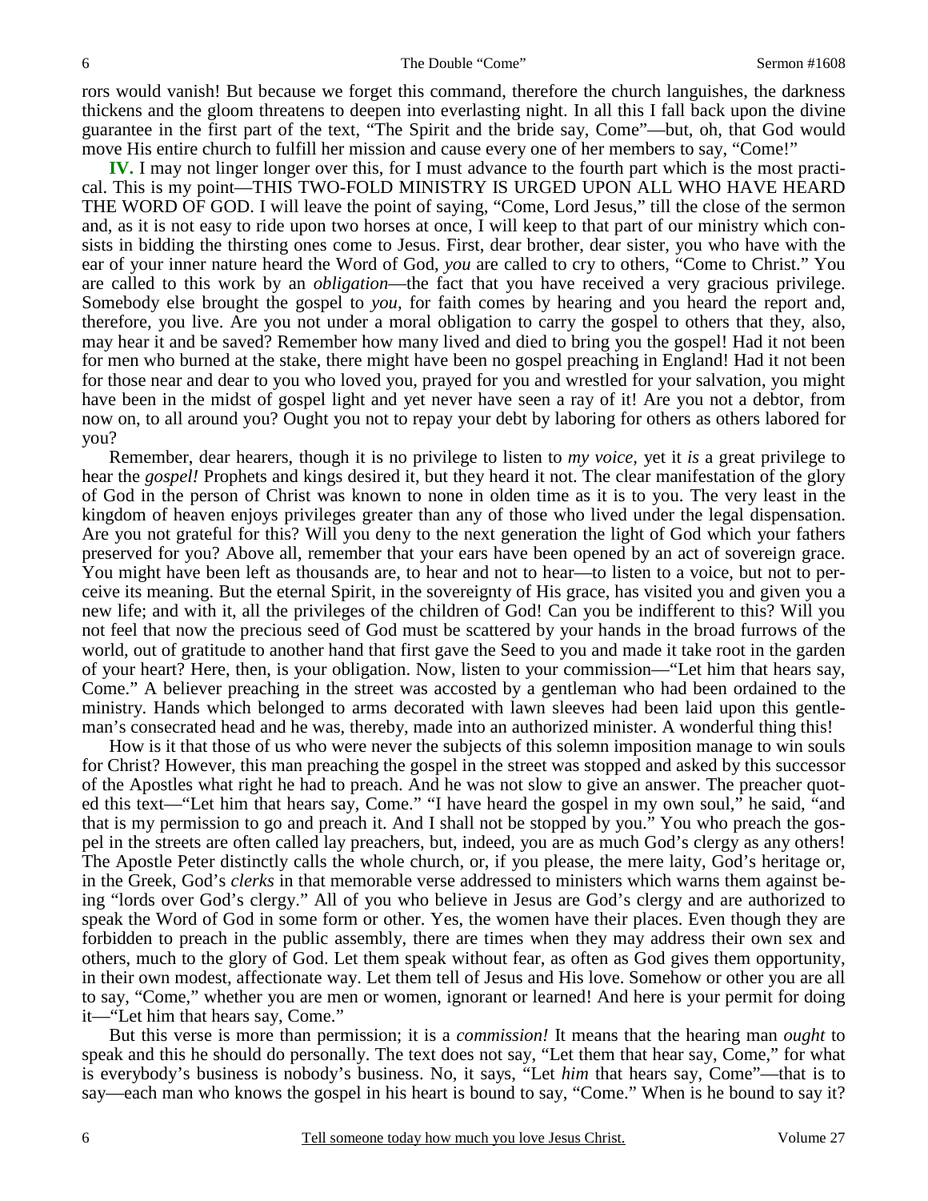rors would vanish! But because we forget this command, therefore the church languishes, the darkness thickens and the gloom threatens to deepen into everlasting night. In all this I fall back upon the divine guarantee in the first part of the text, "The Spirit and the bride say, Come"—but, oh, that God would move His entire church to fulfill her mission and cause every one of her members to say, "Come!"

**IV.** I may not linger longer over this, for I must advance to the fourth part which is the most practical. This is my point—THIS TWO-FOLD MINISTRY IS URGED UPON ALL WHO HAVE HEARD THE WORD OF GOD. I will leave the point of saying, "Come, Lord Jesus," till the close of the sermon and, as it is not easy to ride upon two horses at once, I will keep to that part of our ministry which consists in bidding the thirsting ones come to Jesus. First, dear brother, dear sister, you who have with the ear of your inner nature heard the Word of God, *you* are called to cry to others, "Come to Christ." You are called to this work by an *obligation*—the fact that you have received a very gracious privilege. Somebody else brought the gospel to *you,* for faith comes by hearing and you heard the report and, therefore, you live. Are you not under a moral obligation to carry the gospel to others that they, also, may hear it and be saved? Remember how many lived and died to bring you the gospel! Had it not been for men who burned at the stake, there might have been no gospel preaching in England! Had it not been for those near and dear to you who loved you, prayed for you and wrestled for your salvation, you might have been in the midst of gospel light and yet never have seen a ray of it! Are you not a debtor, from now on, to all around you? Ought you not to repay your debt by laboring for others as others labored for you?

Remember, dear hearers, though it is no privilege to listen to *my voice,* yet it *is* a great privilege to hear the *gospel!* Prophets and kings desired it, but they heard it not. The clear manifestation of the glory of God in the person of Christ was known to none in olden time as it is to you. The very least in the kingdom of heaven enjoys privileges greater than any of those who lived under the legal dispensation. Are you not grateful for this? Will you deny to the next generation the light of God which your fathers preserved for you? Above all, remember that your ears have been opened by an act of sovereign grace. You might have been left as thousands are, to hear and not to hear—to listen to a voice, but not to perceive its meaning. But the eternal Spirit, in the sovereignty of His grace, has visited you and given you a new life; and with it, all the privileges of the children of God! Can you be indifferent to this? Will you not feel that now the precious seed of God must be scattered by your hands in the broad furrows of the world, out of gratitude to another hand that first gave the Seed to you and made it take root in the garden of your heart? Here, then, is your obligation. Now, listen to your commission—"Let him that hears say, Come." A believer preaching in the street was accosted by a gentleman who had been ordained to the ministry. Hands which belonged to arms decorated with lawn sleeves had been laid upon this gentleman's consecrated head and he was, thereby, made into an authorized minister. A wonderful thing this!

How is it that those of us who were never the subjects of this solemn imposition manage to win souls for Christ? However, this man preaching the gospel in the street was stopped and asked by this successor of the Apostles what right he had to preach. And he was not slow to give an answer. The preacher quoted this text—"Let him that hears say, Come." "I have heard the gospel in my own soul," he said, "and that is my permission to go and preach it. And I shall not be stopped by you." You who preach the gospel in the streets are often called lay preachers, but, indeed, you are as much God's clergy as any others! The Apostle Peter distinctly calls the whole church, or, if you please, the mere laity, God's heritage or, in the Greek, God's *clerks* in that memorable verse addressed to ministers which warns them against being "lords over God's clergy." All of you who believe in Jesus are God's clergy and are authorized to speak the Word of God in some form or other. Yes, the women have their places. Even though they are forbidden to preach in the public assembly, there are times when they may address their own sex and others, much to the glory of God. Let them speak without fear, as often as God gives them opportunity, in their own modest, affectionate way. Let them tell of Jesus and His love. Somehow or other you are all to say, "Come," whether you are men or women, ignorant or learned! And here is your permit for doing it—"Let him that hears say, Come."

But this verse is more than permission; it is a *commission!* It means that the hearing man *ought* to speak and this he should do personally. The text does not say, "Let them that hear say, Come," for what is everybody's business is nobody's business. No, it says, "Let *him* that hears say, Come"—that is to say—each man who knows the gospel in his heart is bound to say, "Come." When is he bound to say it?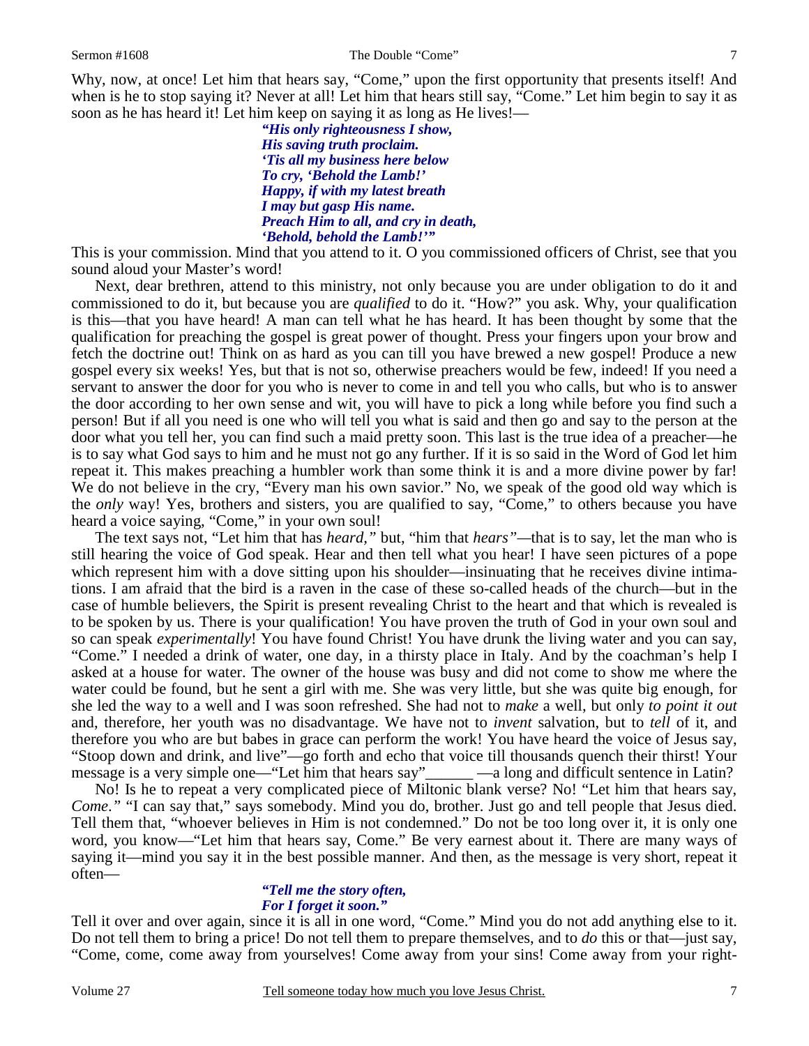Why, now, at once! Let him that hears say, "Come," upon the first opportunity that presents itself! And when is he to stop saying it? Never at all! Let him that hears still say, "Come." Let him begin to say it as soon as he has heard it! Let him keep on saying it as long as He lives!—

> ***"His only righteousness I show,***
> ***His saving truth proclaim.***
> ***'Tis all my business here below***
> ***To cry, 'Behold the Lamb!'***
> ***Happy, if with my latest breath***
> ***I may but gasp His name.***
> ***Preach Him to all, and cry in death,***
> ***'Behold, behold the Lamb!'"***

This is your commission. Mind that you attend to it. O you commissioned officers of Christ, see that you sound aloud your Master's word!

Next, dear brethren, attend to this ministry, not only because you are under obligation to do it and commissioned to do it, but because you are *qualified* to do it. "How?" you ask. Why, your qualification is this—that you have heard! A man can tell what he has heard. It has been thought by some that the qualification for preaching the gospel is great power of thought. Press your fingers upon your brow and fetch the doctrine out! Think on as hard as you can till you have brewed a new gospel! Produce a new gospel every six weeks! Yes, but that is not so, otherwise preachers would be few, indeed! If you need a servant to answer the door for you who is never to come in and tell you who calls, but who is to answer the door according to her own sense and wit, you will have to pick a long while before you find such a person! But if all you need is one who will tell you what is said and then go and say to the person at the door what you tell her, you can find such a maid pretty soon. This last is the true idea of a preacher—he is to say what God says to him and he must not go any further. If it is so said in the Word of God let him repeat it. This makes preaching a humbler work than some think it is and a more divine power by far! We do not believe in the cry, "Every man his own savior." No, we speak of the good old way which is the *only* way! Yes, brothers and sisters, you are qualified to say, "Come," to others because you have heard a voice saying, "Come," in your own soul!

The text says not, "Let him that has *heard,"* but, "him that *hears"*—that is to say, let the man who is still hearing the voice of God speak. Hear and then tell what you hear! I have seen pictures of a pope which represent him with a dove sitting upon his shoulder—insinuating that he receives divine intimations. I am afraid that the bird is a raven in the case of these so-called heads of the church—but in the case of humble believers, the Spirit is present revealing Christ to the heart and that which is revealed is to be spoken by us. There is your qualification! You have proven the truth of God in your own soul and so can speak *experimentally*! You have found Christ! You have drunk the living water and you can say, "Come." I needed a drink of water, one day, in a thirsty place in Italy. And by the coachman's help I asked at a house for water. The owner of the house was busy and did not come to show me where the water could be found, but he sent a girl with me. She was very little, but she was quite big enough, for she led the way to a well and I was soon refreshed. She had not to *make* a well, but only *to point it out* and, therefore, her youth was no disadvantage. We have not to *invent* salvation, but to *tell* of it, and therefore you who are but babes in grace can perform the work! You have heard the voice of Jesus say, "Stoop down and drink, and live"—go forth and echo that voice till thousands quench their thirst! Your message is a very simple one—"Let him that hears say"\_\_\_\_\_\_ —a long and difficult sentence in Latin?

No! Is he to repeat a very complicated piece of Miltonic blank verse? No! "Let him that hears say, *Come."* "I can say that," says somebody. Mind you do, brother. Just go and tell people that Jesus died. Tell them that, "whoever believes in Him is not condemned." Do not be too long over it, it is only one word, you know—"Let him that hears say, Come." Be very earnest about it. There are many ways of saying it—mind you say it in the best possible manner. And then, as the message is very short, repeat it often—

> ***"Tell me the story often,***
> ***For I forget it soon."***

Tell it over and over again, since it is all in one word, "Come." Mind you do not add anything else to it. Do not tell them to bring a price! Do not tell them to prepare themselves, and to *do* this or that—just say, "Come, come, come away from yourselves! Come away from your sins! Come away from your right-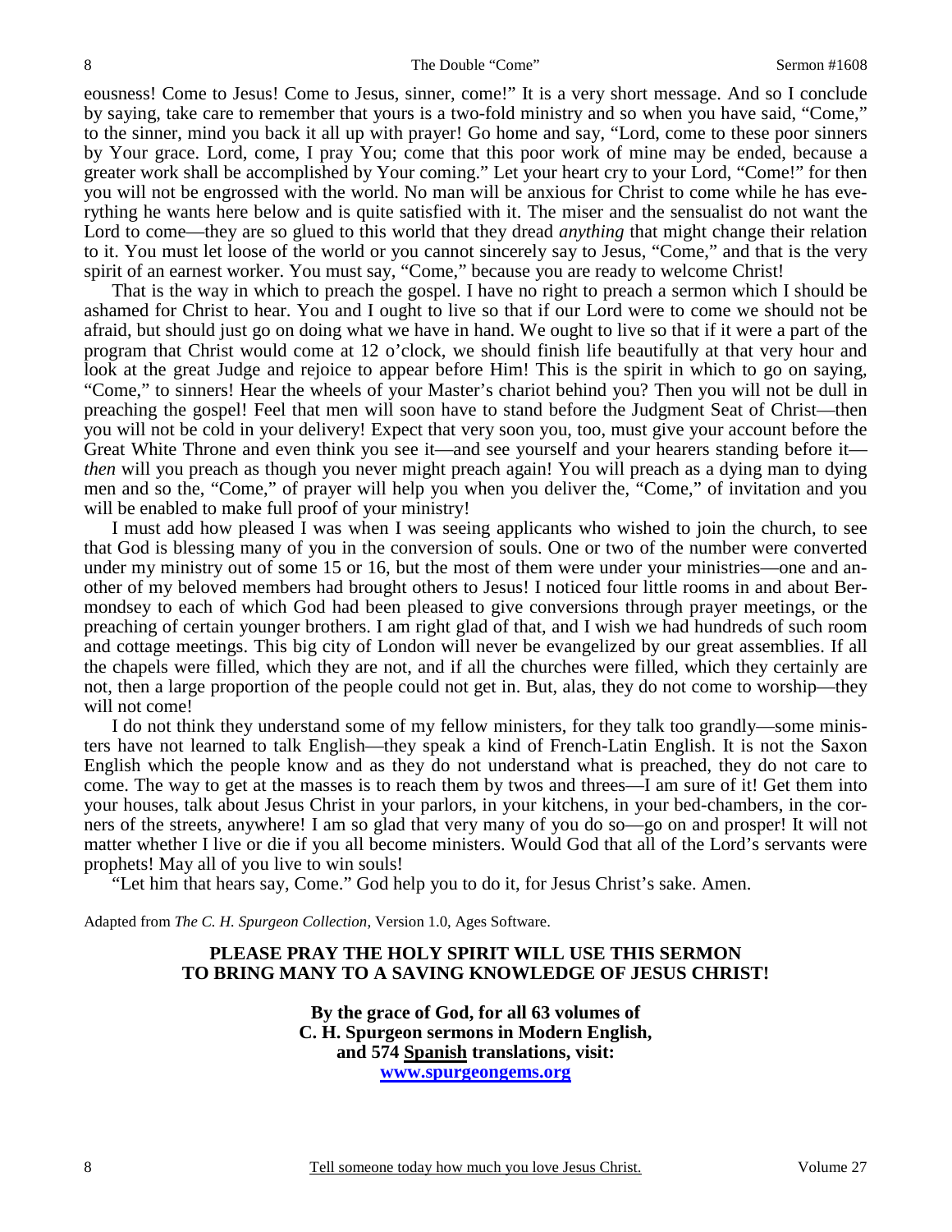eousness! Come to Jesus! Come to Jesus, sinner, come!" It is a very short message. And so I conclude by saying, take care to remember that yours is a two-fold ministry and so when you have said, "Come," to the sinner, mind you back it all up with prayer! Go home and say, "Lord, come to these poor sinners by Your grace. Lord, come, I pray You; come that this poor work of mine may be ended, because a greater work shall be accomplished by Your coming." Let your heart cry to your Lord, "Come!" for then you will not be engrossed with the world. No man will be anxious for Christ to come while he has everything he wants here below and is quite satisfied with it. The miser and the sensualist do not want the Lord to come—they are so glued to this world that they dread *anything* that might change their relation to it. You must let loose of the world or you cannot sincerely say to Jesus, "Come," and that is the very spirit of an earnest worker. You must say, "Come," because you are ready to welcome Christ!

That is the way in which to preach the gospel. I have no right to preach a sermon which I should be ashamed for Christ to hear. You and I ought to live so that if our Lord were to come we should not be afraid, but should just go on doing what we have in hand. We ought to live so that if it were a part of the program that Christ would come at 12 o'clock, we should finish life beautifully at that very hour and look at the great Judge and rejoice to appear before Him! This is the spirit in which to go on saying, "Come," to sinners! Hear the wheels of your Master's chariot behind you? Then you will not be dull in preaching the gospel! Feel that men will soon have to stand before the Judgment Seat of Christ—then you will not be cold in your delivery! Expect that very soon you, too, must give your account before the Great White Throne and even think you see it—and see yourself and your hearers standing before it—*then* will you preach as though you never might preach again! You will preach as a dying man to dying men and so the, "Come," of prayer will help you when you deliver the, "Come," of invitation and you will be enabled to make full proof of your ministry!

I must add how pleased I was when I was seeing applicants who wished to join the church, to see that God is blessing many of you in the conversion of souls. One or two of the number were converted under my ministry out of some 15 or 16, but the most of them were under your ministries—one and another of my beloved members had brought others to Jesus! I noticed four little rooms in and about Bermondsey to each of which God had been pleased to give conversions through prayer meetings, or the preaching of certain younger brothers. I am right glad of that, and I wish we had hundreds of such room and cottage meetings. This big city of London will never be evangelized by our great assemblies. If all the chapels were filled, which they are not, and if all the churches were filled, which they certainly are not, then a large proportion of the people could not get in. But, alas, they do not come to worship—they will not come!

I do not think they understand some of my fellow ministers, for they talk too grandly—some ministers have not learned to talk English—they speak a kind of French-Latin English. It is not the Saxon English which the people know and as they do not understand what is preached, they do not care to come. The way to get at the masses is to reach them by twos and threes—I am sure of it! Get them into your houses, talk about Jesus Christ in your parlors, in your kitchens, in your bed-chambers, in the corners of the streets, anywhere! I am so glad that very many of you do so—go on and prosper! It will not matter whether I live or die if you all become ministers. Would God that all of the Lord's servants were prophets! May all of you live to win souls!

"Let him that hears say, Come." God help you to do it, for Jesus Christ's sake. Amen.

Adapted from *The C. H. Spurgeon Collection*, Version 1.0, Ages Software.

**PLEASE PRAY THE HOLY SPIRIT WILL USE THIS SERMON TO BRING MANY TO A SAVING KNOWLEDGE OF JESUS CHRIST!**

**By the grace of God, for all 63 volumes of C. H. Spurgeon sermons in Modern English, and 574 Spanish translations, visit: www.spurgeongems.org**

Tell someone today how much you love Jesus Christ.